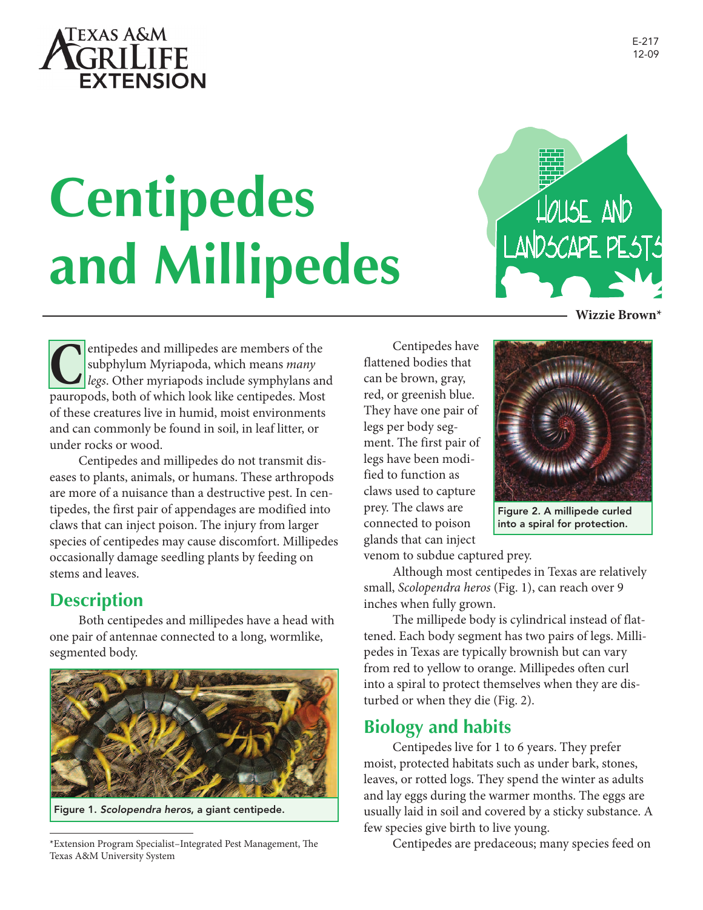# Centipedes and Millipedes

**Wizzie Brown***

Centipedes and millipedes are members of the subphylum Myriapoda, which means *many legs*. Other myriapods include symphylans and pauropods, both of which look like centipedes. Most of these creatures live in humid, moist environments and can commonly be found in soil, in leaf litter, or under rocks or wood.

Centipedes and millipedes do not transmit diseases to plants, animals, or humans. These arthropods are more of a nuisance than a destructive pest. In centipedes, the first pair of appendages are modified into claws that can inject poison. The injury from larger species of centipedes may cause discomfort. Millipedes occasionally damage seedling plants by feeding on stems and leaves.

## Description

Both centipedes and millipedes have a head with one pair of antennae connected to a long, wormlike, segmented body.

Figure 1. *Scolopendra heros*, a giant centipede.

Centipedes have flattened bodies that can be brown, gray, red, or greenish blue. They have one pair of legs per body segment. The first pair of legs have been modified to function as claws used to capture prey. The claws are connected to poison glands that can inject venom to subdue captured prey.

Figure 2. A millipede curled into a spiral for protection.

Although most centipedes in Texas are relatively small, *Scolopendra heros* (Fig. 1), can reach over 9 inches when fully grown.

The millipede body is cylindrical instead of flattened. Each body segment has two pairs of legs. Millipedes in Texas are typically brownish but can vary from red to yellow to orange. Millipedes often curl into a spiral to protect themselves when they are disturbed or when they die (Fig. 2).

## Biology and habits

Centipedes live for 1 to 6 years. They prefer moist, protected habitats such as under bark, stones, leaves, or rotted logs. They spend the winter as adults and lay eggs during the warmer months. The eggs are usually laid in soil and covered by a sticky substance. A few species give birth to live young.

Centipedes are predaceous; many species feed on

---

*Extension Program Specialist–Integrated Pest Management, The Texas A&M University System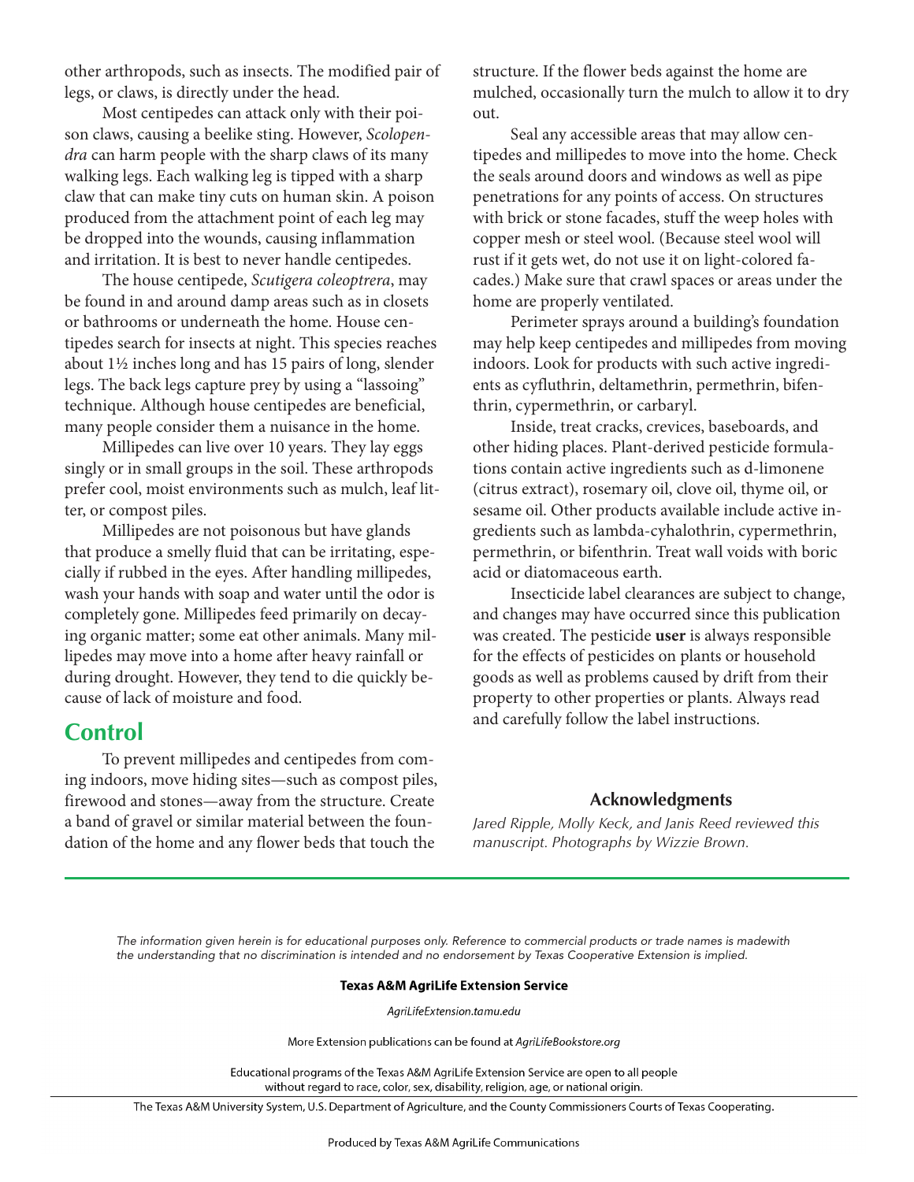other arthropods, such as insects. The modified pair of legs, or claws, is directly under the head.

Most centipedes can attack only with their poison claws, causing a beelike sting. However, *Scolopendra* can harm people with the sharp claws of its many walking legs. Each walking leg is tipped with a sharp claw that can make tiny cuts on human skin. A poison produced from the attachment point of each leg may be dropped into the wounds, causing inflammation and irritation. It is best to never handle centipedes.

The house centipede, *Scutigera coleoptrera*, may be found in and around damp areas such as in closets or bathrooms or underneath the home. House centipedes search for insects at night. This species reaches about 1½ inches long and has 15 pairs of long, slender legs. The back legs capture prey by using a "lassoing" technique. Although house centipedes are beneficial, many people consider them a nuisance in the home.

Millipedes can live over 10 years. They lay eggs singly or in small groups in the soil. These arthropods prefer cool, moist environments such as mulch, leaf litter, or compost piles.

Millipedes are not poisonous but have glands that produce a smelly fluid that can be irritating, especially if rubbed in the eyes. After handling millipedes, wash your hands with soap and water until the odor is completely gone. Millipedes feed primarily on decaying organic matter; some eat other animals. Many millipedes may move into a home after heavy rainfall or during drought. However, they tend to die quickly because of lack of moisture and food.

## Control

To prevent millipedes and centipedes from coming indoors, move hiding sites—such as compost piles, firewood and stones—away from the structure. Create a band of gravel or similar material between the foundation of the home and any flower beds that touch the structure. If the flower beds against the home are mulched, occasionally turn the mulch to allow it to dry out.

Seal any accessible areas that may allow centipedes and millipedes to move into the home. Check the seals around doors and windows as well as pipe penetrations for any points of access. On structures with brick or stone facades, stuff the weep holes with copper mesh or steel wool. (Because steel wool will rust if it gets wet, do not use it on light-colored facades.) Make sure that crawl spaces or areas under the home are properly ventilated.

Perimeter sprays around a building's foundation may help keep centipedes and millipedes from moving indoors. Look for products with such active ingredients as cyfluthrin, deltamethrin, permethrin, bifenthrin, cypermethrin, or carbaryl.

Inside, treat cracks, crevices, baseboards, and other hiding places. Plant-derived pesticide formulations contain active ingredients such as d-limonene (citrus extract), rosemary oil, clove oil, thyme oil, or sesame oil. Other products available include active ingredients such as lambda-cyhalothrin, cypermethrin, permethrin, or bifenthrin. Treat wall voids with boric acid or diatomaceous earth.

Insecticide label clearances are subject to change, and changes may have occurred since this publication was created. The pesticide **user** is always responsible for the effects of pesticides on plants or household goods as well as problems caused by drift from their property to other properties or plants. Always read and carefully follow the label instructions.

### Acknowledgments

*Jared Ripple, Molly Keck, and Janis Reed reviewed this manuscript. Photographs by Wizzie Brown.*

---

*The information given herein is for educational purposes only. Reference to commercial products or trade names is madewith the understanding that no discrimination is intended and no endorsement by Texas Cooperative Extension is implied.*

**Texas A&M AgriLife Extension Service**

*AgriLifeExtension.tamu.edu*

More Extension publications can be found at *AgriLifeBookstore.org*

Educational programs of the Texas A&M AgriLife Extension Service are open to all people without regard to race, color, sex, disability, religion, age, or national origin.

The Texas A&M University System, U.S. Department of Agriculture, and the County Commissioners Courts of Texas Cooperating.

Produced by Texas A&M AgriLife Communications